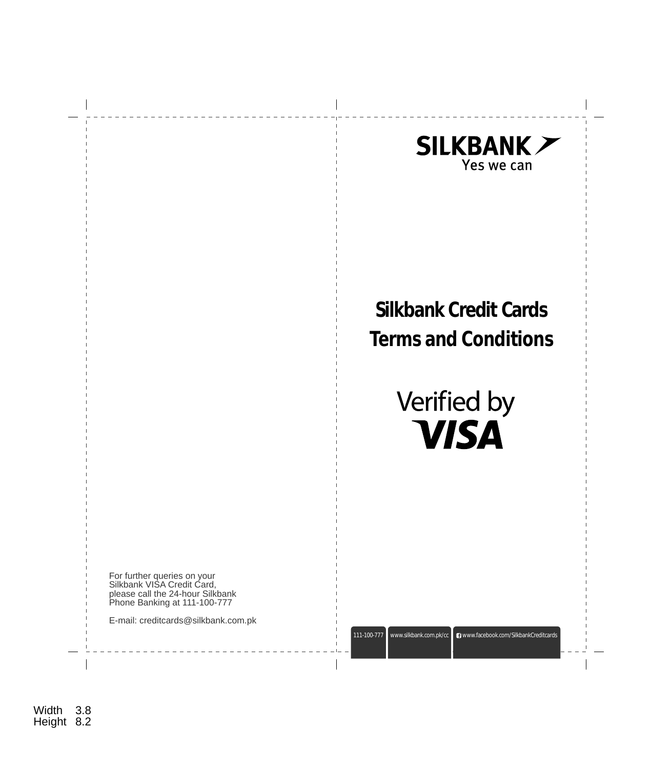SILKBANK
Yes we can

# Silkbank Credit Cards
# Terms and Conditions

Verified by
VISA

For further queries on your Silkbank VISA Credit Card, please call the 24-hour Silkbank Phone Banking at 111-100-777

E-mail: creditcards@silkbank.com.pk

111-100-777 | www.silkbank.com.pk/cc | www.facebook.com/SilkbankCreditcards

Width 3.8
Height 8.2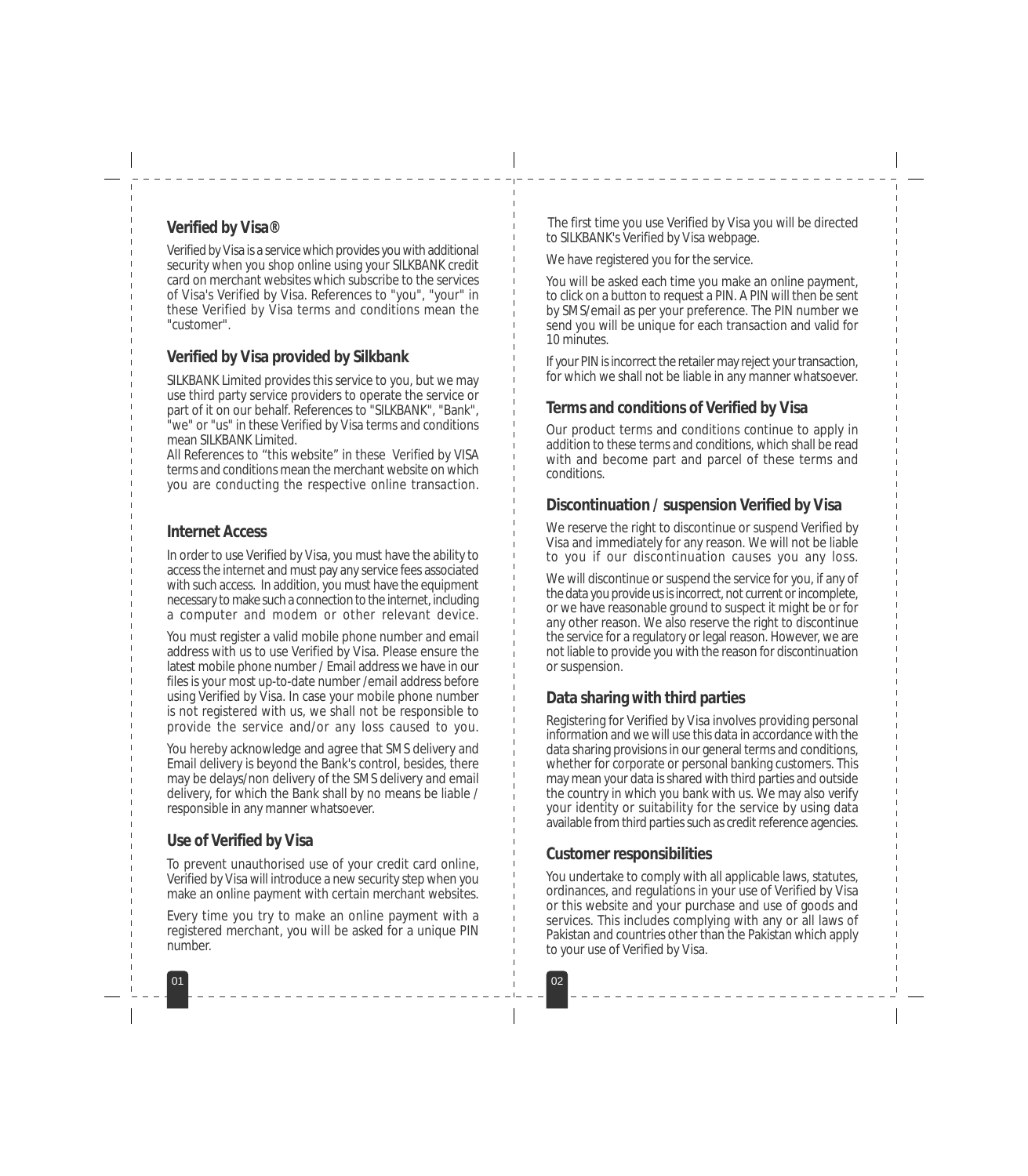## Verified by Visa®

Verified by Visa is a service which provides you with additional security when you shop online using your SILKBANK credit card on merchant websites which subscribe to the services of Visa's Verified by Visa. References to "you", "your" in these Verified by Visa terms and conditions mean the "customer".

## Verified by Visa provided by Silkbank

SILKBANK Limited provides this service to you, but we may use third party service providers to operate the service or part of it on our behalf. References to "SILKBANK", "Bank", "we" or "us" in these Verified by Visa terms and conditions mean SILKBANK Limited.

All References to “this website” in these Verified by VISA terms and conditions mean the merchant website on which you are conducting the respective online transaction.

## Internet Access

In order to use Verified by Visa, you must have the ability to access the internet and must pay any service fees associated with such access. In addition, you must have the equipment necessary to make such a connection to the internet, including a computer and modem or other relevant device.

You must register a valid mobile phone number and email address with us to use Verified by Visa. Please ensure the latest mobile phone number / Email address we have in our files is your most up-to-date number /email address before using Verified by Visa. In case your mobile phone number is not registered with us, we shall not be responsible to provide the service and/or any loss caused to you.

You hereby acknowledge and agree that SMS delivery and Email delivery is beyond the Bank's control, besides, there may be delays/non delivery of the SMS delivery and email delivery, for which the Bank shall by no means be liable / responsible in any manner whatsoever.

## Use of Verified by Visa

To prevent unauthorised use of your credit card online, Verified by Visa will introduce a new security step when you make an online payment with certain merchant websites.

Every time you try to make an online payment with a registered merchant, you will be asked for a unique PIN number.

The first time you use Verified by Visa you will be directed to SILKBANK's Verified by Visa webpage.

We have registered you for the service.

You will be asked each time you make an online payment, to click on a button to request a PIN. A PIN will then be sent by SMS/email as per your preference. The PIN number we send you will be unique for each transaction and valid for 10 minutes.

If your PIN is incorrect the retailer may reject your transaction, for which we shall not be liable in any manner whatsoever.

## Terms and conditions of Verified by Visa

Our product terms and conditions continue to apply in addition to these terms and conditions, which shall be read with and become part and parcel of these terms and conditions.

## Discontinuation / suspension Verified by Visa

We reserve the right to discontinue or suspend Verified by Visa and immediately for any reason. We will not be liable to you if our discontinuation causes you any loss.

We will discontinue or suspend the service for you, if any of the data you provide us is incorrect, not current or incomplete, or we have reasonable ground to suspect it might be or for any other reason. We also reserve the right to discontinue the service for a regulatory or legal reason. However, we are not liable to provide you with the reason for discontinuation or suspension.

## Data sharing with third parties

Registering for Verified by Visa involves providing personal information and we will use this data in accordance with the data sharing provisions in our general terms and conditions, whether for corporate or personal banking customers. This may mean your data is shared with third parties and outside the country in which you bank with us. We may also verify your identity or suitability for the service by using data available from third parties such as credit reference agencies.

## Customer responsibilities

You undertake to comply with all applicable laws, statutes, ordinances, and regulations in your use of Verified by Visa or this website and your purchase and use of goods and services. This includes complying with any or all laws of Pakistan and countries other than the Pakistan which apply to your use of Verified by Visa.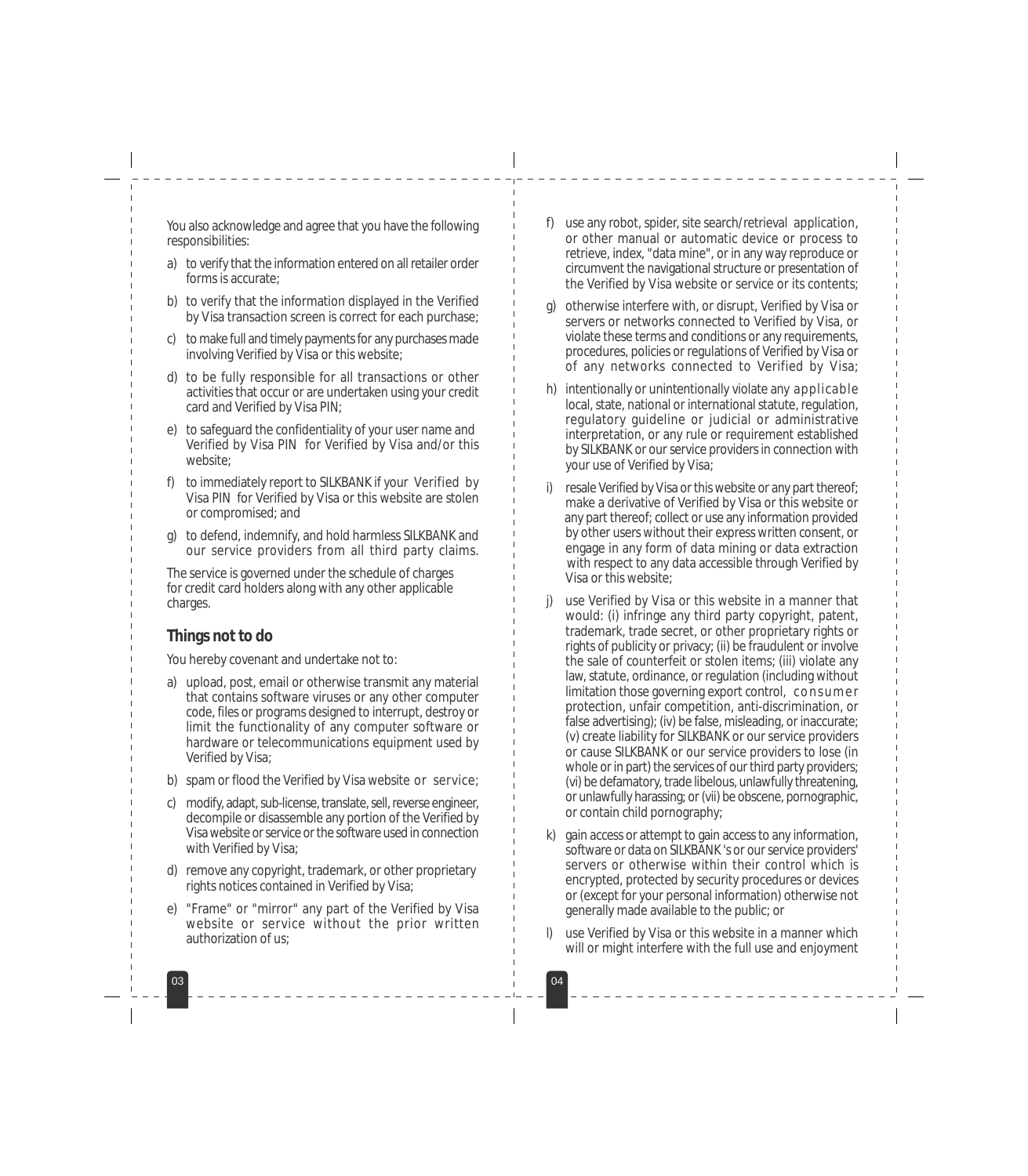You also acknowledge and agree that you have the following responsibilities:

a) to verify that the information entered on all retailer order forms is accurate;

b) to verify that the information displayed in the Verified by Visa transaction screen is correct for each purchase;

c) to make full and timely payments for any purchases made involving Verified by Visa or this website;

d) to be fully responsible for all transactions or other activities that occur or are undertaken using your credit card and Verified by Visa PIN;

e) to safeguard the confidentiality of your user name and Verified by Visa PIN for Verified by Visa and/or this website;

f) to immediately report to SILKBANK if your Verified by Visa PIN for Verified by Visa or this website are stolen or compromised; and

g) to defend, indemnify, and hold harmless SILKBANK and our service providers from all third party claims.

The service is governed under the schedule of charges for credit card holders along with any other applicable charges.

## Things not to do

You hereby covenant and undertake not to:

a) upload, post, email or otherwise transmit any material that contains software viruses or any other computer code, files or programs designed to interrupt, destroy or limit the functionality of any computer software or hardware or telecommunications equipment used by Verified by Visa;

b) spam or flood the Verified by Visa website or service;

c) modify, adapt, sub-license, translate, sell, reverse engineer, decompile or disassemble any portion of the Verified by Visa website or service or the software used in connection with Verified by Visa;

d) remove any copyright, trademark, or other proprietary rights notices contained in Verified by Visa;

e) "Frame" or "mirror" any part of the Verified by Visa website or service without the prior written authorization of us;

f) use any robot, spider, site search/retrieval application, or other manual or automatic device or process to retrieve, index, "data mine", or in any way reproduce or circumvent the navigational structure or presentation of the Verified by Visa website or service or its contents;

g) otherwise interfere with, or disrupt, Verified by Visa or servers or networks connected to Verified by Visa, or violate these terms and conditions or any requirements, procedures, policies or regulations of Verified by Visa or of any networks connected to Verified by Visa;

h) intentionally or unintentionally violate any applicable local, state, national or international statute, regulation, regulatory guideline or judicial or administrative interpretation, or any rule or requirement established by SILKBANK or our service providers in connection with your use of Verified by Visa;

i) resale Verified by Visa or this website or any part thereof; make a derivative of Verified by Visa or this website or any part thereof; collect or use any information provided by other users without their express written consent, or engage in any form of data mining or data extraction with respect to any data accessible through Verified by Visa or this website;

j) use Verified by Visa or this website in a manner that would: (i) infringe any third party copyright, patent, trademark, trade secret, or other proprietary rights or rights of publicity or privacy; (ii) be fraudulent or involve the sale of counterfeit or stolen items; (iii) violate any law, statute, ordinance, or regulation (including without limitation those governing export control, consumer protection, unfair competition, anti-discrimination, or false advertising); (iv) be false, misleading, or inaccurate; (v) create liability for SILKBANK or our service providers or cause SILKBANK or our service providers to lose (in whole or in part) the services of our third party providers; (vi) be defamatory, trade libelous, unlawfully threatening, or unlawfully harassing; or (vii) be obscene, pornographic, or contain child pornography;

k) gain access or attempt to gain access to any information, software or data on SILKBANK's or our service providers' servers or otherwise within their control which is encrypted, protected by security procedures or devices or (except for your personal information) otherwise not generally made available to the public; or

l) use Verified by Visa or this website in a manner which will or might interfere with the full use and enjoyment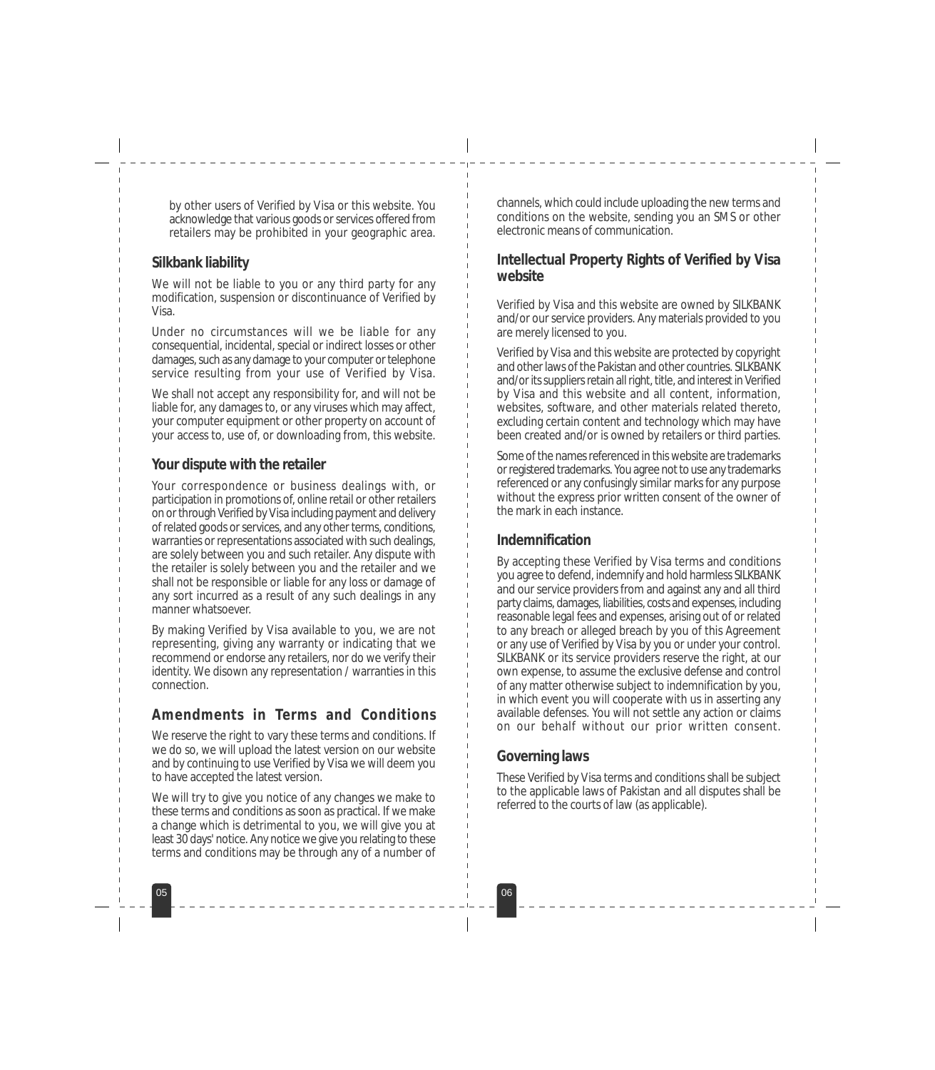by other users of Verified by Visa or this website. You acknowledge that various goods or services offered from retailers may be prohibited in your geographic area.

## Silkbank liability

We will not be liable to you or any third party for any modification, suspension or discontinuance of Verified by Visa.

Under no circumstances will we be liable for any consequential, incidental, special or indirect losses or other damages, such as any damage to your computer or telephone service resulting from your use of Verified by Visa.

We shall not accept any responsibility for, and will not be liable for, any damages to, or any viruses which may affect, your computer equipment or other property on account of your access to, use of, or downloading from, this website.

## Your dispute with the retailer

Your correspondence or business dealings with, or participation in promotions of, online retail or other retailers on or through Verified by Visa including payment and delivery of related goods or services, and any other terms, conditions, warranties or representations associated with such dealings, are solely between you and such retailer. Any dispute with the retailer is solely between you and the retailer and we shall not be responsible or liable for any loss or damage of any sort incurred as a result of any such dealings in any manner whatsoever.

By making Verified by Visa available to you, we are not representing, giving any warranty or indicating that we recommend or endorse any retailers, nor do we verify their identity. We disown any representation / warranties in this connection.

## Amendments in Terms and Conditions

We reserve the right to vary these terms and conditions. If we do so, we will upload the latest version on our website and by continuing to use Verified by Visa we will deem you to have accepted the latest version.

We will try to give you notice of any changes we make to these terms and conditions as soon as practical. If we make a change which is detrimental to you, we will give you at least 30 days' notice. Any notice we give you relating to these terms and conditions may be through any of a number of channels, which could include uploading the new terms and conditions on the website, sending you an SMS or other electronic means of communication.

## Intellectual Property Rights of Verified by Visa website

Verified by Visa and this website are owned by SILKBANK and/or our service providers. Any materials provided to you are merely licensed to you.

Verified by Visa and this website are protected by copyright and other laws of the Pakistan and other countries. SILKBANK and/or its suppliers retain all right, title, and interest in Verified by Visa and this website and all content, information, websites, software, and other materials related thereto, excluding certain content and technology which may have been created and/or is owned by retailers or third parties.

Some of the names referenced in this website are trademarks or registered trademarks. You agree not to use any trademarks referenced or any confusingly similar marks for any purpose without the express prior written consent of the owner of the mark in each instance.

## Indemnification

By accepting these Verified by Visa terms and conditions you agree to defend, indemnify and hold harmless SILKBANK and our service providers from and against any and all third party claims, damages, liabilities, costs and expenses, including reasonable legal fees and expenses, arising out of or related to any breach or alleged breach by you of this Agreement or any use of Verified by Visa by you or under your control. SILKBANK or its service providers reserve the right, at our own expense, to assume the exclusive defense and control of any matter otherwise subject to indemnification by you, in which event you will cooperate with us in asserting any available defenses. You will not settle any action or claims on our behalf without our prior written consent.

## Governing laws

These Verified by Visa terms and conditions shall be subject to the applicable laws of Pakistan and all disputes shall be referred to the courts of law (as applicable).